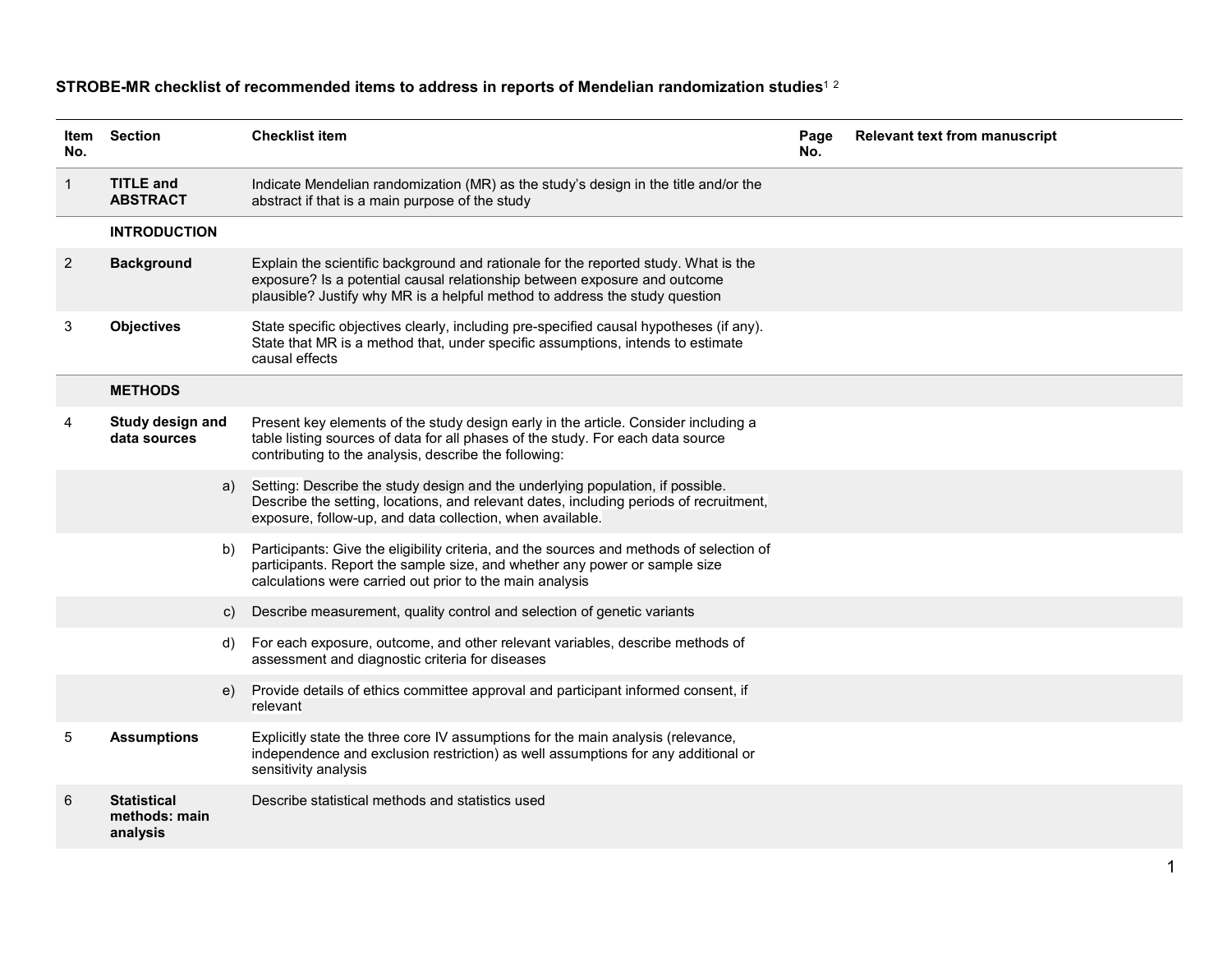# STROBE-MR checklist of recommended items to address in reports of Mendelian randomization studies[1,2]

| Item No. | Section | | Checklist item | Page No. | Relevant text from manuscript |
|---|---|---|---|---|---|
| 1 | **TITLE and ABSTRACT** | | Indicate Mendelian randomization (MR) as the study's design in the title and/or the abstract if that is a main purpose of the study | | |
| | **INTRODUCTION** | | | | |
| 2 | **Background** | | Explain the scientific background and rationale for the reported study. What is the exposure? Is a potential causal relationship between exposure and outcome plausible? Justify why MR is a helpful method to address the study question | | |
| 3 | **Objectives** | | State specific objectives clearly, including pre-specified causal hypotheses (if any). State that MR is a method that, under specific assumptions, intends to estimate causal effects | | |
| | **METHODS** | | | | |
| 4 | **Study design and data sources** | | Present key elements of the study design early in the article. Consider including a table listing sources of data for all phases of the study. For each data source contributing to the analysis, describe the following: | | |
| | | a) | Setting: Describe the study design and the underlying population, if possible. Describe the setting, locations, and relevant dates, including periods of recruitment, exposure, follow-up, and data collection, when available. | | |
| | | b) | Participants: Give the eligibility criteria, and the sources and methods of selection of participants. Report the sample size, and whether any power or sample size calculations were carried out prior to the main analysis | | |
| | | c) | Describe measurement, quality control and selection of genetic variants | | |
| | | d) | For each exposure, outcome, and other relevant variables, describe methods of assessment and diagnostic criteria for diseases | | |
| | | e) | Provide details of ethics committee approval and participant informed consent, if relevant | | |
| 5 | **Assumptions** | | Explicitly state the three core IV assumptions for the main analysis (relevance, independence and exclusion restriction) as well assumptions for any additional or sensitivity analysis | | |
| 6 | **Statistical methods: main analysis** | | Describe statistical methods and statistics used | | |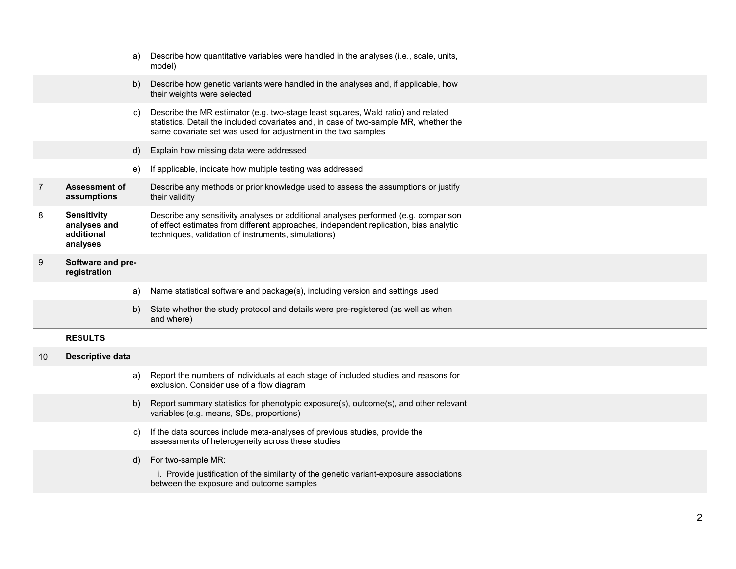| | | | |
|---|---|---|---|
| | | a) | Describe how quantitative variables were handled in the analyses (i.e., scale, units, model) |
| | | b) | Describe how genetic variants were handled in the analyses and, if applicable, how their weights were selected |
| | | c) | Describe the MR estimator (e.g. two-stage least squares, Wald ratio) and related statistics. Detail the included covariates and, in case of two-sample MR, whether the same covariate set was used for adjustment in the two samples |
| | | d) | Explain how missing data were addressed |
| | | e) | If applicable, indicate how multiple testing was addressed |
| 7 | **Assessment of assumptions** | | Describe any methods or prior knowledge used to assess the assumptions or justify their validity |
| 8 | **Sensitivity analyses and additional analyses** | | Describe any sensitivity analyses or additional analyses performed (e.g. comparison of effect estimates from different approaches, independent replication, bias analytic techniques, validation of instruments, simulations) |
| 9 | **Software and pre-registration** | | |
| | | a) | Name statistical software and package(s), including version and settings used |
| | | b) | State whether the study protocol and details were pre-registered (as well as when and where) |
| | **RESULTS** | | |
| 10 | **Descriptive data** | | |
| | | a) | Report the numbers of individuals at each stage of included studies and reasons for exclusion. Consider use of a flow diagram |
| | | b) | Report summary statistics for phenotypic exposure(s), outcome(s), and other relevant variables (e.g. means, SDs, proportions) |
| | | c) | If the data sources include meta-analyses of previous studies, provide the assessments of heterogeneity across these studies |
| | | d) | For two-sample MR:<br>i. Provide justification of the similarity of the genetic variant-exposure associations between the exposure and outcome samples |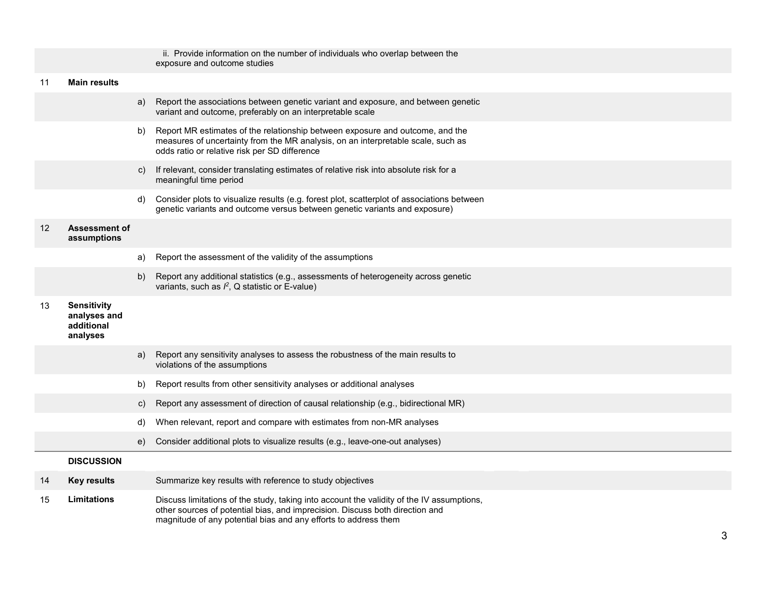| | | | |
|---|---|---|---|
| | | | ii. Provide information on the number of individuals who overlap between the exposure and outcome studies |
| 11 | **Main results** | | |
| | | a) | Report the associations between genetic variant and exposure, and between genetic variant and outcome, preferably on an interpretable scale |
| | | b) | Report MR estimates of the relationship between exposure and outcome, and the measures of uncertainty from the MR analysis, on an interpretable scale, such as odds ratio or relative risk per SD difference |
| | | c) | If relevant, consider translating estimates of relative risk into absolute risk for a meaningful time period |
| | | d) | Consider plots to visualize results (e.g. forest plot, scatterplot of associations between genetic variants and outcome versus between genetic variants and exposure) |
| 12 | **Assessment of assumptions** | | |
| | | a) | Report the assessment of the validity of the assumptions |
| | | b) | Report any additional statistics (e.g., assessments of heterogeneity across genetic variants, such as $I^2$, Q statistic or E-value) |
| 13 | **Sensitivity analyses and additional analyses** | | |
| | | a) | Report any sensitivity analyses to assess the robustness of the main results to violations of the assumptions |
| | | b) | Report results from other sensitivity analyses or additional analyses |
| | | c) | Report any assessment of direction of causal relationship (e.g., bidirectional MR) |
| | | d) | When relevant, report and compare with estimates from non-MR analyses |
| | | e) | Consider additional plots to visualize results (e.g., leave-one-out analyses) |
| | **DISCUSSION** | | |
| 14 | **Key results** | | Summarize key results with reference to study objectives |
| 15 | **Limitations** | | Discuss limitations of the study, taking into account the validity of the IV assumptions, other sources of potential bias, and imprecision. Discuss both direction and magnitude of any potential bias and any efforts to address them |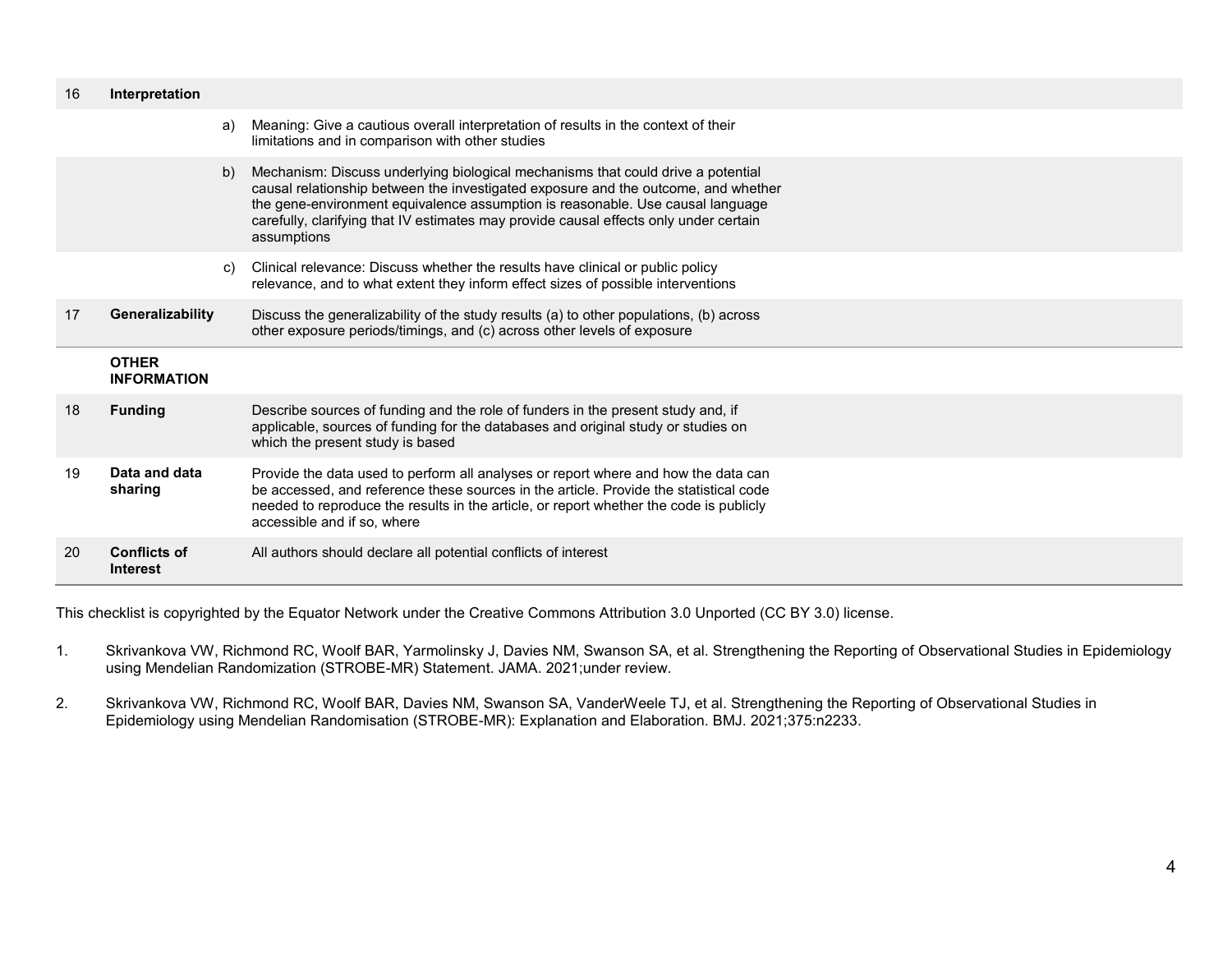| | | | |
|---|---|---|---|
| 16 | **Interpretation** | | |
| | | a) | Meaning: Give a cautious overall interpretation of results in the context of their limitations and in comparison with other studies |
| | | b) | Mechanism: Discuss underlying biological mechanisms that could drive a potential causal relationship between the investigated exposure and the outcome, and whether the gene-environment equivalence assumption is reasonable. Use causal language carefully, clarifying that IV estimates may provide causal effects only under certain assumptions |
| | | c) | Clinical relevance: Discuss whether the results have clinical or public policy relevance, and to what extent they inform effect sizes of possible interventions |
| 17 | **Generalizability** | | Discuss the generalizability of the study results (a) to other populations, (b) across other exposure periods/timings, and (c) across other levels of exposure |
| | **OTHER INFORMATION** | | |
| 18 | **Funding** | | Describe sources of funding and the role of funders in the present study and, if applicable, sources of funding for the databases and original study or studies on which the present study is based |
| 19 | **Data and data sharing** | | Provide the data used to perform all analyses or report where and how the data can be accessed, and reference these sources in the article. Provide the statistical code needed to reproduce the results in the article, or report whether the code is publicly accessible and if so, where |
| 20 | **Conflicts of Interest** | | All authors should declare all potential conflicts of interest |

This checklist is copyrighted by the Equator Network under the Creative Commons Attribution 3.0 Unported (CC BY 3.0) license.

1. Skrivankova VW, Richmond RC, Woolf BAR, Yarmolinsky J, Davies NM, Swanson SA, et al. Strengthening the Reporting of Observational Studies in Epidemiology using Mendelian Randomization (STROBE-MR) Statement. JAMA. 2021;under review.

2. Skrivankova VW, Richmond RC, Woolf BAR, Davies NM, Swanson SA, VanderWeele TJ, et al. Strengthening the Reporting of Observational Studies in Epidemiology using Mendelian Randomisation (STROBE-MR): Explanation and Elaboration. BMJ. 2021;375:n2233.